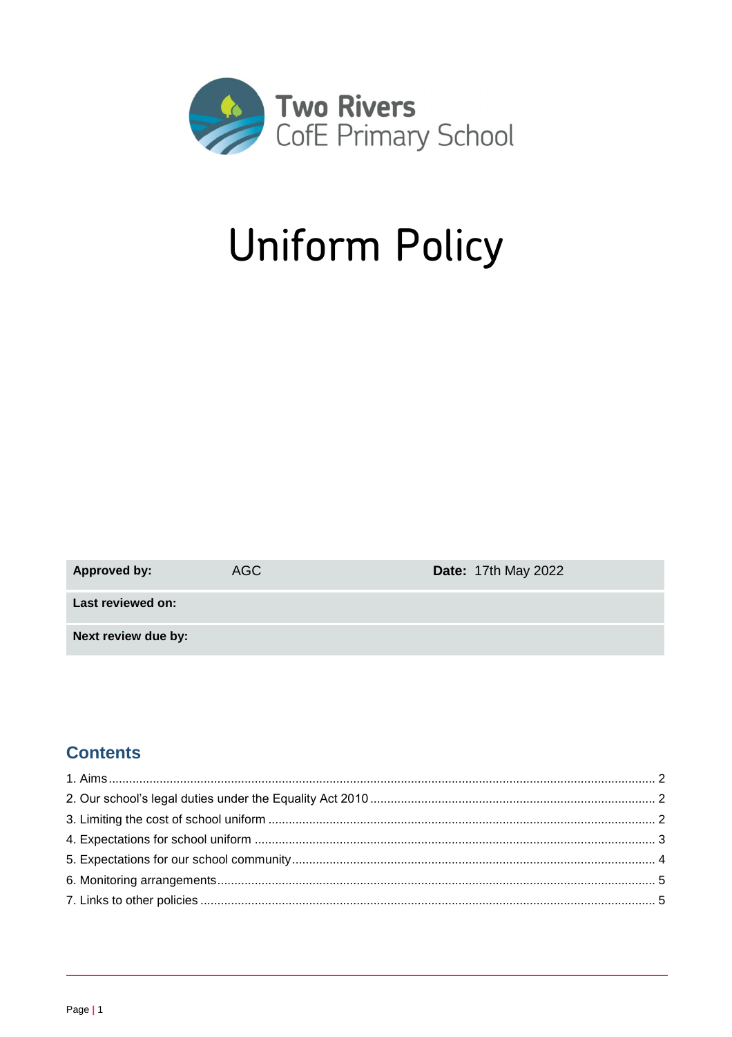Two Rivers
CofE Primary School

# Uniform Policy

| Approved by: | AGC | Date: 17th May 2022 |
|---|---|---|
| Last reviewed on: | | |
| Next review due by: | | |

## Contents

1. Aims ........ 2
2. Our school's legal duties under the Equality Act 2010 ........ 2
3. Limiting the cost of school uniform ........ 2
4. Expectations for school uniform ........ 3
5. Expectations for our school community ........ 4
6. Monitoring arrangements ........ 5
7. Links to other policies ........ 5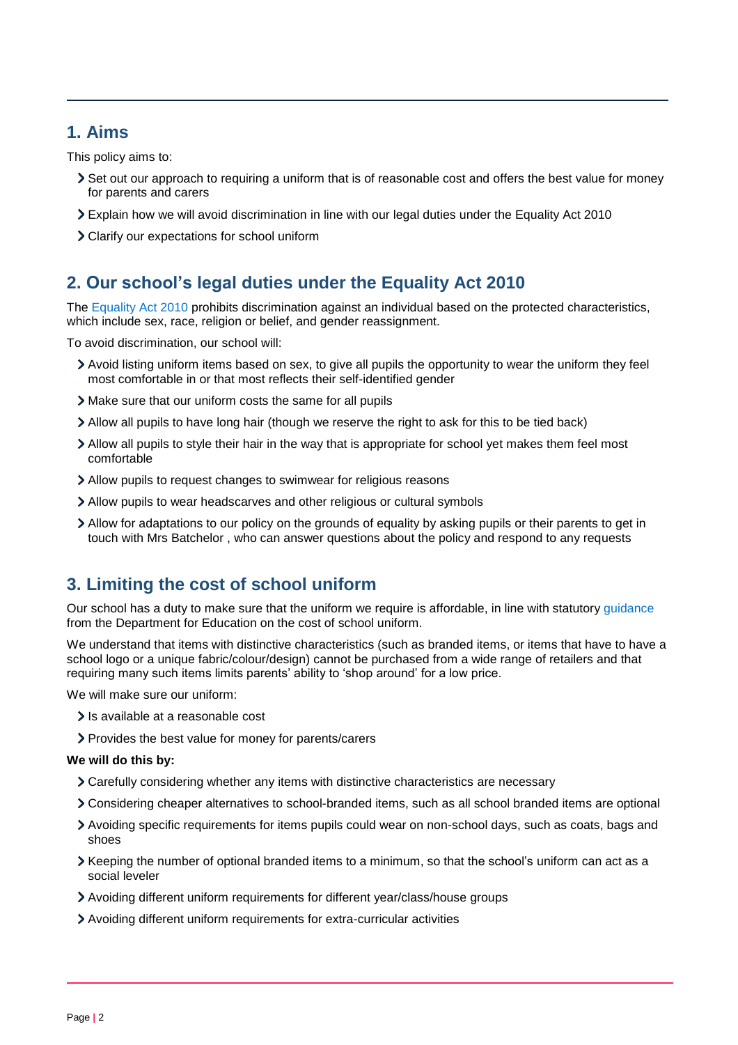## 1. Aims

This policy aims to:

- Set out our approach to requiring a uniform that is of reasonable cost and offers the best value for money for parents and carers
- Explain how we will avoid discrimination in line with our legal duties under the Equality Act 2010
- Clarify our expectations for school uniform

## 2. Our school's legal duties under the Equality Act 2010

The Equality Act 2010 prohibits discrimination against an individual based on the protected characteristics, which include sex, race, religion or belief, and gender reassignment.

To avoid discrimination, our school will:

- Avoid listing uniform items based on sex, to give all pupils the opportunity to wear the uniform they feel most comfortable in or that most reflects their self-identified gender
- Make sure that our uniform costs the same for all pupils
- Allow all pupils to have long hair (though we reserve the right to ask for this to be tied back)
- Allow all pupils to style their hair in the way that is appropriate for school yet makes them feel most comfortable
- Allow pupils to request changes to swimwear for religious reasons
- Allow pupils to wear headscarves and other religious or cultural symbols
- Allow for adaptations to our policy on the grounds of equality by asking pupils or their parents to get in touch with Mrs Batchelor , who can answer questions about the policy and respond to any requests

## 3. Limiting the cost of school uniform

Our school has a duty to make sure that the uniform we require is affordable, in line with statutory guidance from the Department for Education on the cost of school uniform.

We understand that items with distinctive characteristics (such as branded items, or items that have to have a school logo or a unique fabric/colour/design) cannot be purchased from a wide range of retailers and that requiring many such items limits parents' ability to 'shop around' for a low price.

We will make sure our uniform:

- Is available at a reasonable cost
- Provides the best value for money for parents/carers

**We will do this by:**

- Carefully considering whether any items with distinctive characteristics are necessary
- Considering cheaper alternatives to school-branded items, such as all school branded items are optional
- Avoiding specific requirements for items pupils could wear on non-school days, such as coats, bags and shoes
- Keeping the number of optional branded items to a minimum, so that the school's uniform can act as a social leveler
- Avoiding different uniform requirements for different year/class/house groups
- Avoiding different uniform requirements for extra-curricular activities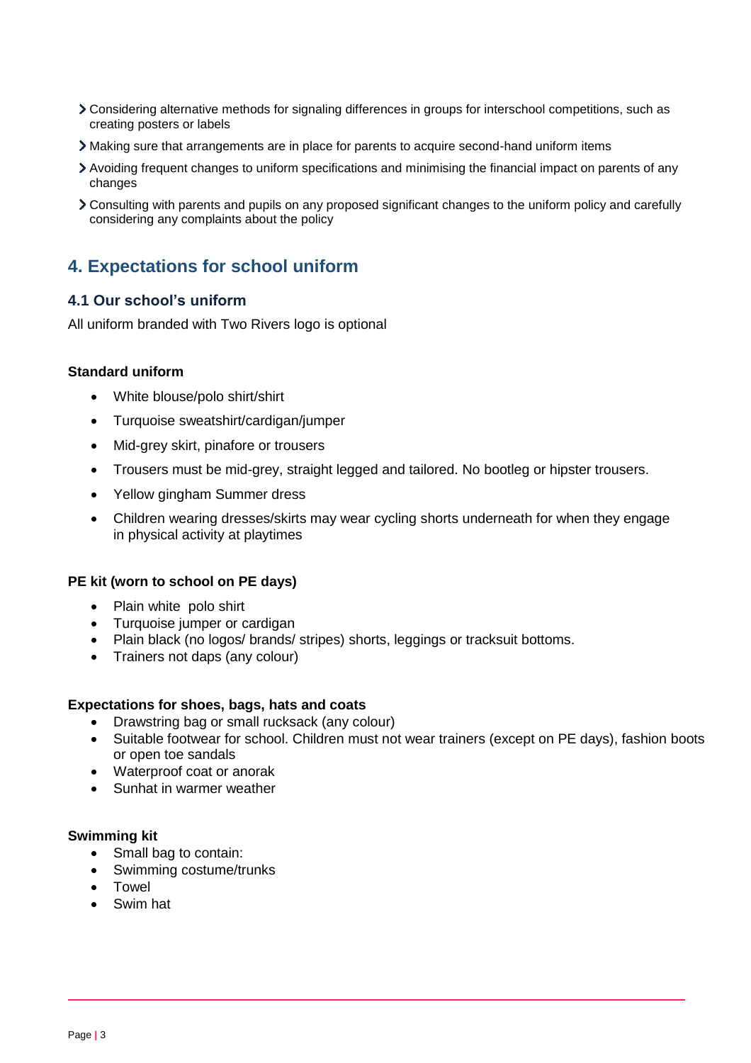- Considering alternative methods for signaling differences in groups for interschool competitions, such as creating posters or labels
- Making sure that arrangements are in place for parents to acquire second-hand uniform items
- Avoiding frequent changes to uniform specifications and minimising the financial impact on parents of any changes
- Consulting with parents and pupils on any proposed significant changes to the uniform policy and carefully considering any complaints about the policy

## 4. Expectations for school uniform

### 4.1 Our school's uniform

All uniform branded with Two Rivers logo is optional

**Standard uniform**

- White blouse/polo shirt/shirt
- Turquoise sweatshirt/cardigan/jumper
- Mid-grey skirt, pinafore or trousers
- Trousers must be mid-grey, straight legged and tailored. No bootleg or hipster trousers.
- Yellow gingham Summer dress
- Children wearing dresses/skirts may wear cycling shorts underneath for when they engage in physical activity at playtimes

**PE kit (worn to school on PE days)**

- Plain white polo shirt
- Turquoise jumper or cardigan
- Plain black (no logos/ brands/ stripes) shorts, leggings or tracksuit bottoms.
- Trainers not daps (any colour)

**Expectations for shoes, bags, hats and coats**

- Drawstring bag or small rucksack (any colour)
- Suitable footwear for school. Children must not wear trainers (except on PE days), fashion boots or open toe sandals
- Waterproof coat or anorak
- Sunhat in warmer weather

**Swimming kit**

- Small bag to contain:
- Swimming costume/trunks
- Towel
- Swim hat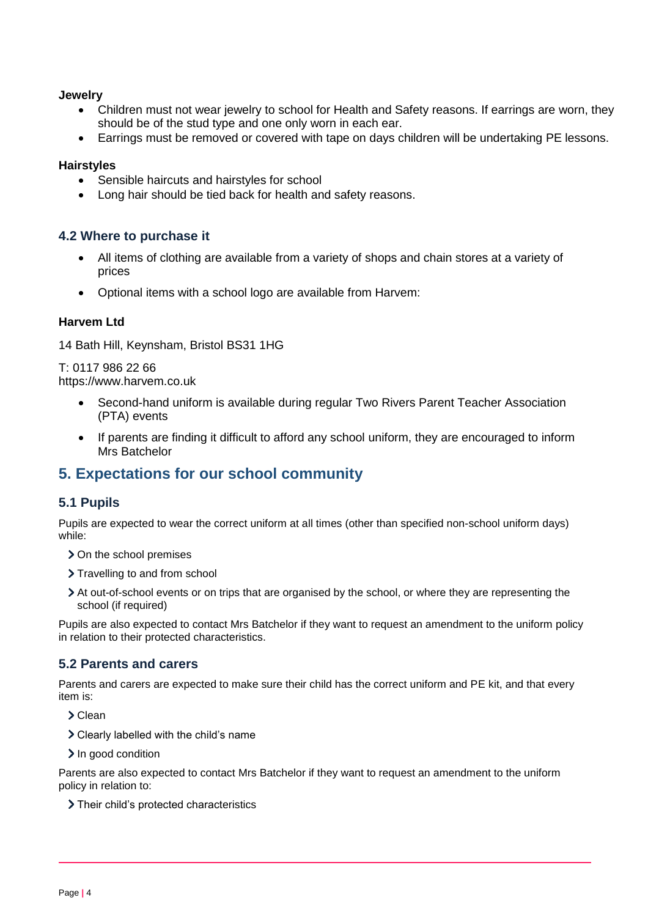**Jewelry**

- Children must not wear jewelry to school for Health and Safety reasons. If earrings are worn, they should be of the stud type and one only worn in each ear.
- Earrings must be removed or covered with tape on days children will be undertaking PE lessons.

**Hairstyles**

- Sensible haircuts and hairstyles for school
- Long hair should be tied back for health and safety reasons.

### 4.2 Where to purchase it

- All items of clothing are available from a variety of shops and chain stores at a variety of prices
- Optional items with a school logo are available from Harvem:

**Harvem Ltd**

14 Bath Hill, Keynsham, Bristol BS31 1HG

T: 0117 986 22 66
https://www.harvem.co.uk

- Second-hand uniform is available during regular Two Rivers Parent Teacher Association (PTA) events
- If parents are finding it difficult to afford any school uniform, they are encouraged to inform Mrs Batchelor

## 5. Expectations for our school community

### 5.1 Pupils

Pupils are expected to wear the correct uniform at all times (other than specified non-school uniform days) while:

- On the school premises
- Travelling to and from school
- At out-of-school events or on trips that are organised by the school, or where they are representing the school (if required)

Pupils are also expected to contact Mrs Batchelor if they want to request an amendment to the uniform policy in relation to their protected characteristics.

### 5.2 Parents and carers

Parents and carers are expected to make sure their child has the correct uniform and PE kit, and that every item is:

- Clean
- Clearly labelled with the child's name
- In good condition

Parents are also expected to contact Mrs Batchelor if they want to request an amendment to the uniform policy in relation to:

- Their child's protected characteristics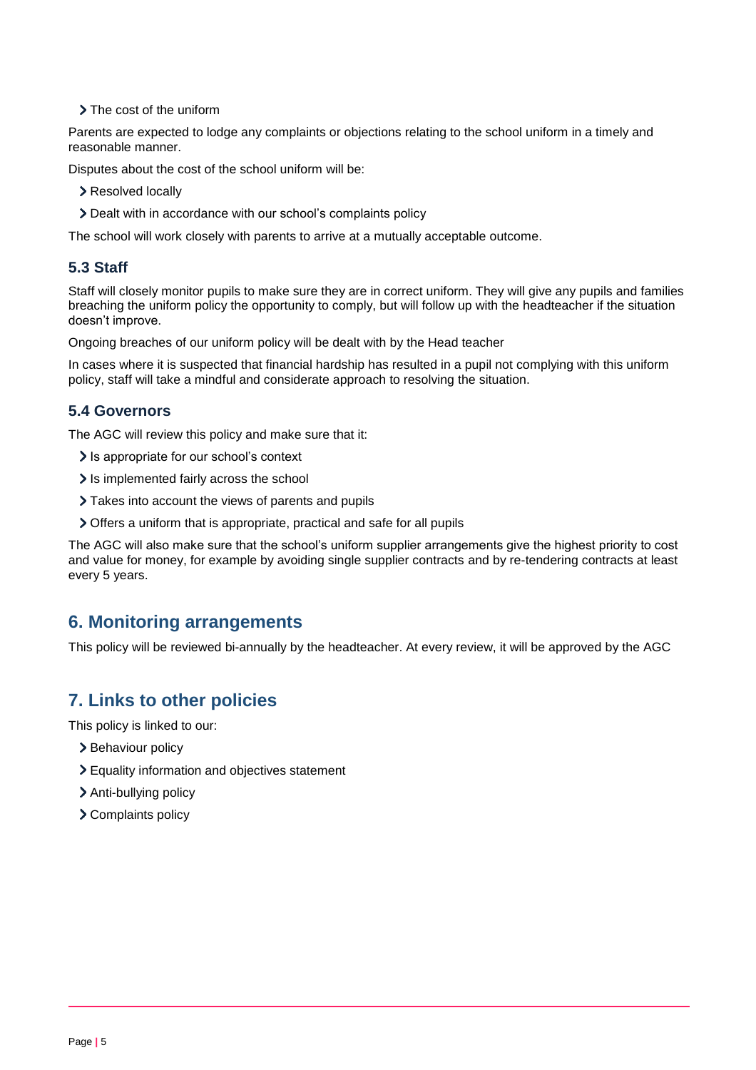- The cost of the uniform

Parents are expected to lodge any complaints or objections relating to the school uniform in a timely and reasonable manner.

Disputes about the cost of the school uniform will be:

- Resolved locally
- Dealt with in accordance with our school's complaints policy

The school will work closely with parents to arrive at a mutually acceptable outcome.

### 5.3 Staff

Staff will closely monitor pupils to make sure they are in correct uniform. They will give any pupils and families breaching the uniform policy the opportunity to comply, but will follow up with the headteacher if the situation doesn't improve.

Ongoing breaches of our uniform policy will be dealt with by the Head teacher

In cases where it is suspected that financial hardship has resulted in a pupil not complying with this uniform policy, staff will take a mindful and considerate approach to resolving the situation.

### 5.4 Governors

The AGC will review this policy and make sure that it:

- Is appropriate for our school's context
- Is implemented fairly across the school
- Takes into account the views of parents and pupils
- Offers a uniform that is appropriate, practical and safe for all pupils

The AGC will also make sure that the school's uniform supplier arrangements give the highest priority to cost and value for money, for example by avoiding single supplier contracts and by re-tendering contracts at least every 5 years.

## 6. Monitoring arrangements

This policy will be reviewed bi-annually by the headteacher. At every review, it will be approved by the AGC

## 7. Links to other policies

This policy is linked to our:

- Behaviour policy
- Equality information and objectives statement
- Anti-bullying policy
- Complaints policy